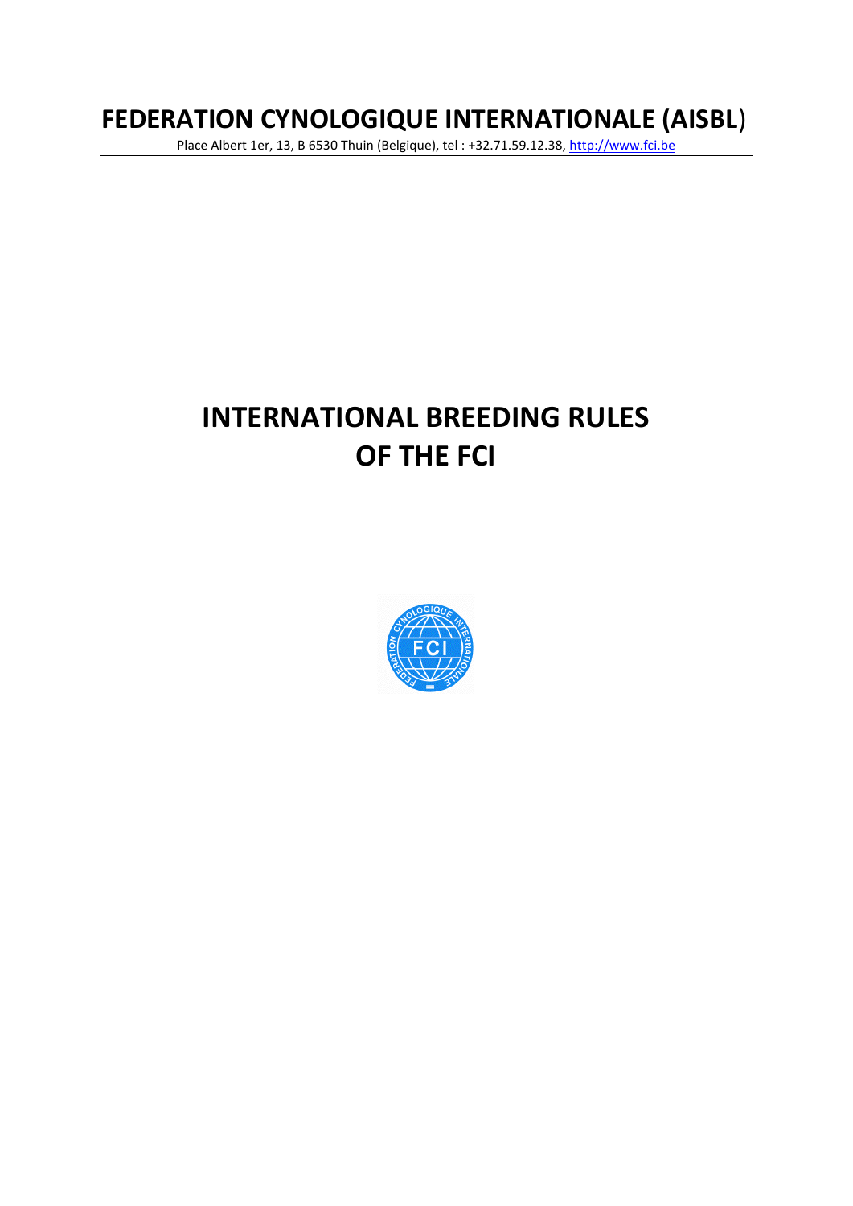# FEDERATION CYNOLOGIQUE INTERNATIONALE (AISBL)

Place Albert 1er, 13, B 6530 Thuin (Belgique), tel : +32.71.59.12.38, http://www.fci.be

# INTERNATIONAL BREEDING RULES OF THE FCI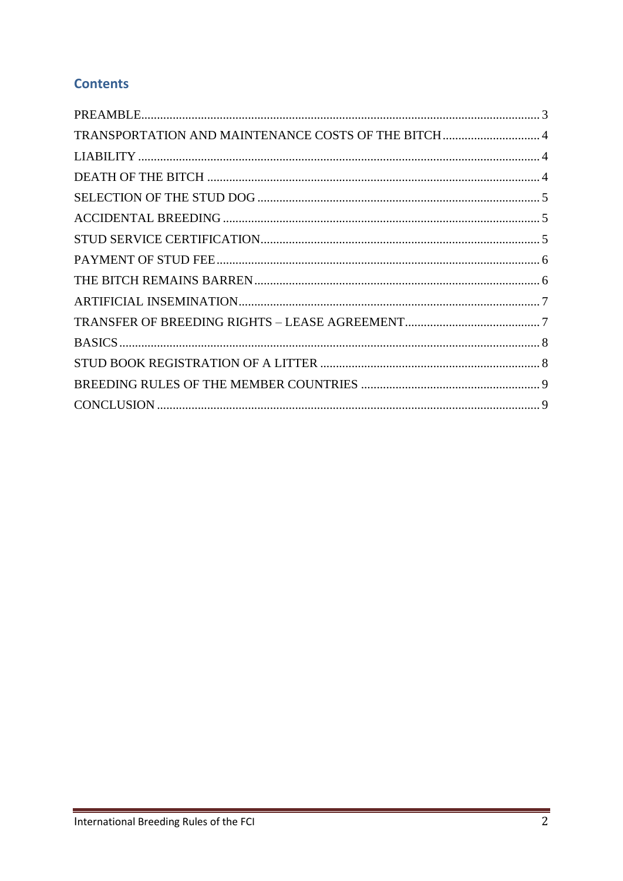## Contents

PREAMBLE ..... 3
TRANSPORTATION AND MAINTENANCE COSTS OF THE BITCH ..... 4
LIABILITY ..... 4
DEATH OF THE BITCH ..... 4
SELECTION OF THE STUD DOG ..... 5
ACCIDENTAL BREEDING ..... 5
STUD SERVICE CERTIFICATION ..... 5
PAYMENT OF STUD FEE ..... 6
THE BITCH REMAINS BARREN ..... 6
ARTIFICIAL INSEMINATION ..... 7
TRANSFER OF BREEDING RIGHTS – LEASE AGREEMENT ..... 7
BASICS ..... 8
STUD BOOK REGISTRATION OF A LITTER ..... 8
BREEDING RULES OF THE MEMBER COUNTRIES ..... 9
CONCLUSION ..... 9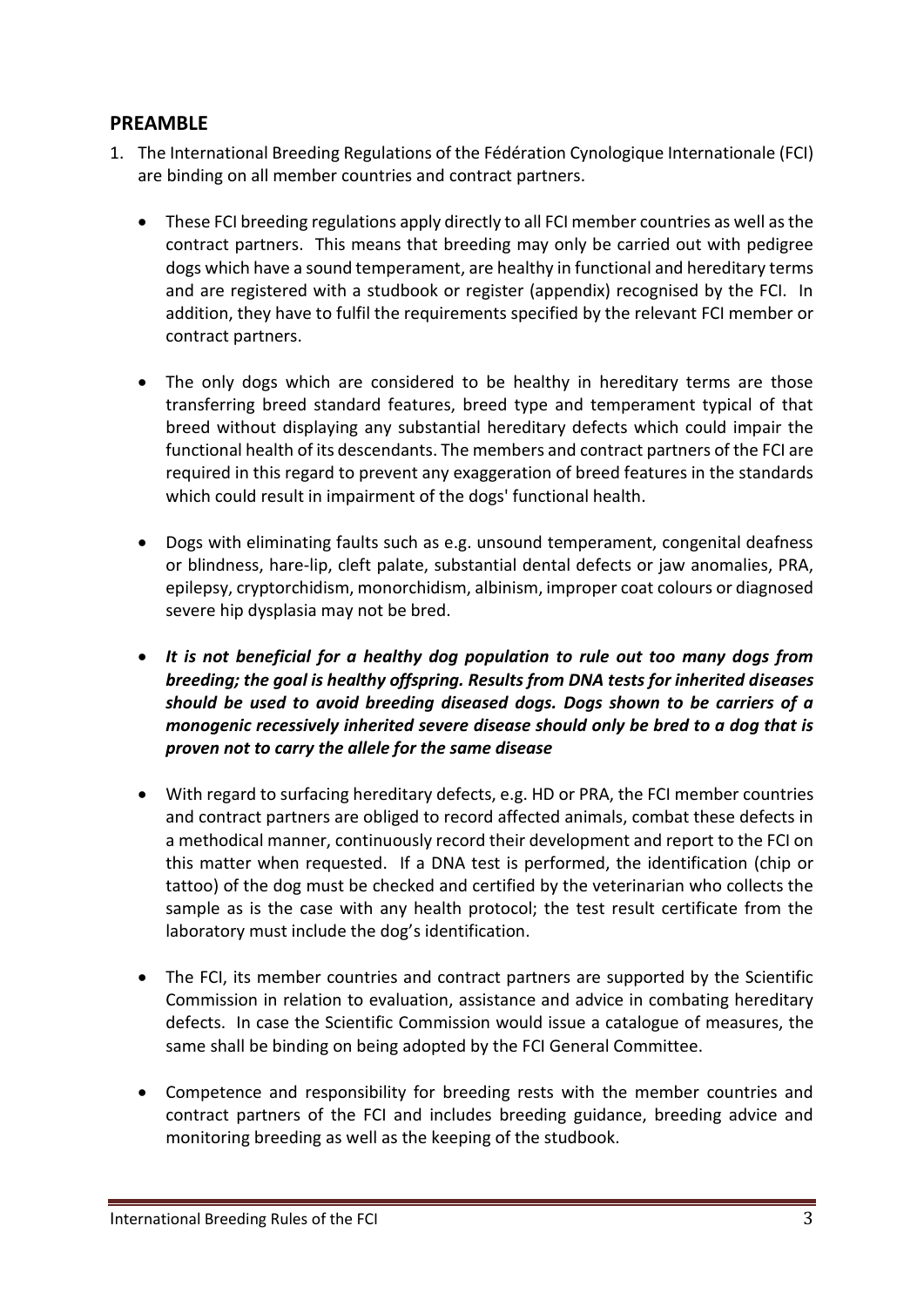## PREAMBLE

1. The International Breeding Regulations of the Fédération Cynologique Internationale (FCI) are binding on all member countries and contract partners.

   - These FCI breeding regulations apply directly to all FCI member countries as well as the contract partners. This means that breeding may only be carried out with pedigree dogs which have a sound temperament, are healthy in functional and hereditary terms and are registered with a studbook or register (appendix) recognised by the FCI. In addition, they have to fulfil the requirements specified by the relevant FCI member or contract partners.

   - The only dogs which are considered to be healthy in hereditary terms are those transferring breed standard features, breed type and temperament typical of that breed without displaying any substantial hereditary defects which could impair the functional health of its descendants. The members and contract partners of the FCI are required in this regard to prevent any exaggeration of breed features in the standards which could result in impairment of the dogs' functional health.

   - Dogs with eliminating faults such as e.g. unsound temperament, congenital deafness or blindness, hare-lip, cleft palate, substantial dental defects or jaw anomalies, PRA, epilepsy, cryptorchidism, monorchidism, albinism, improper coat colours or diagnosed severe hip dysplasia may not be bred.

   - ***It is not beneficial for a healthy dog population to rule out too many dogs from breeding; the goal is healthy offspring. Results from DNA tests for inherited diseases should be used to avoid breeding diseased dogs. Dogs shown to be carriers of a monogenic recessively inherited severe disease should only be bred to a dog that is proven not to carry the allele for the same disease***

   - With regard to surfacing hereditary defects, e.g. HD or PRA, the FCI member countries and contract partners are obliged to record affected animals, combat these defects in a methodical manner, continuously record their development and report to the FCI on this matter when requested. If a DNA test is performed, the identification (chip or tattoo) of the dog must be checked and certified by the veterinarian who collects the sample as is the case with any health protocol; the test result certificate from the laboratory must include the dog's identification.

   - The FCI, its member countries and contract partners are supported by the Scientific Commission in relation to evaluation, assistance and advice in combating hereditary defects. In case the Scientific Commission would issue a catalogue of measures, the same shall be binding on being adopted by the FCI General Committee.

   - Competence and responsibility for breeding rests with the member countries and contract partners of the FCI and includes breeding guidance, breeding advice and monitoring breeding as well as the keeping of the studbook.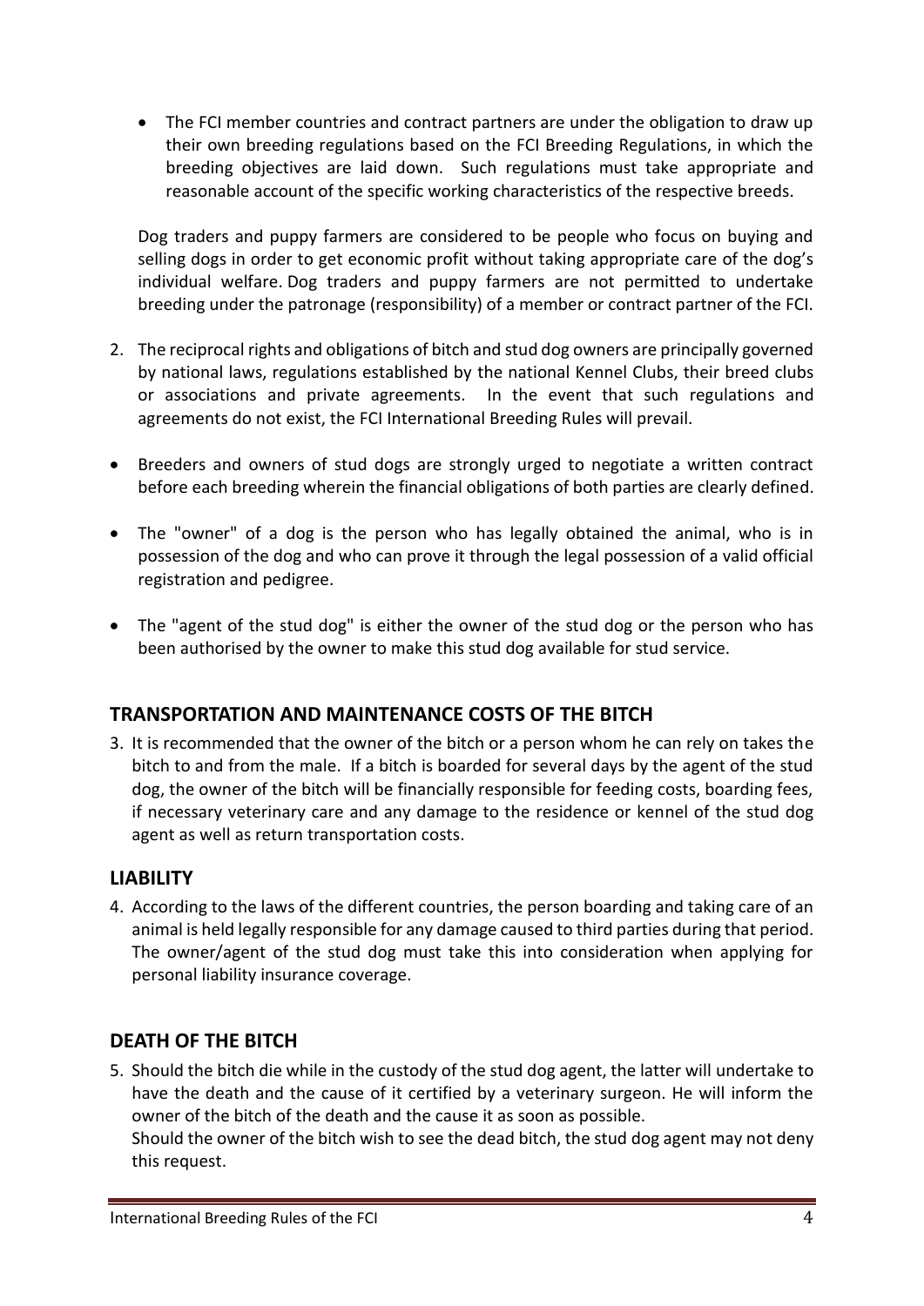- The FCI member countries and contract partners are under the obligation to draw up their own breeding regulations based on the FCI Breeding Regulations, in which the breeding objectives are laid down. Such regulations must take appropriate and reasonable account of the specific working characteristics of the respective breeds.

Dog traders and puppy farmers are considered to be people who focus on buying and selling dogs in order to get economic profit without taking appropriate care of the dog's individual welfare. Dog traders and puppy farmers are not permitted to undertake breeding under the patronage (responsibility) of a member or contract partner of the FCI.

2. The reciprocal rights and obligations of bitch and stud dog owners are principally governed by national laws, regulations established by the national Kennel Clubs, their breed clubs or associations and private agreements. In the event that such regulations and agreements do not exist, the FCI International Breeding Rules will prevail.

- Breeders and owners of stud dogs are strongly urged to negotiate a written contract before each breeding wherein the financial obligations of both parties are clearly defined.
- The "owner" of a dog is the person who has legally obtained the animal, who is in possession of the dog and who can prove it through the legal possession of a valid official registration and pedigree.
- The "agent of the stud dog" is either the owner of the stud dog or the person who has been authorised by the owner to make this stud dog available for stud service.

## TRANSPORTATION AND MAINTENANCE COSTS OF THE BITCH

3. It is recommended that the owner of the bitch or a person whom he can rely on takes the bitch to and from the male. If a bitch is boarded for several days by the agent of the stud dog, the owner of the bitch will be financially responsible for feeding costs, boarding fees, if necessary veterinary care and any damage to the residence or kennel of the stud dog agent as well as return transportation costs.

## LIABILITY

4. According to the laws of the different countries, the person boarding and taking care of an animal is held legally responsible for any damage caused to third parties during that period. The owner/agent of the stud dog must take this into consideration when applying for personal liability insurance coverage.

## DEATH OF THE BITCH

5. Should the bitch die while in the custody of the stud dog agent, the latter will undertake to have the death and the cause of it certified by a veterinary surgeon. He will inform the owner of the bitch of the death and the cause it as soon as possible.
   Should the owner of the bitch wish to see the dead bitch, the stud dog agent may not deny this request.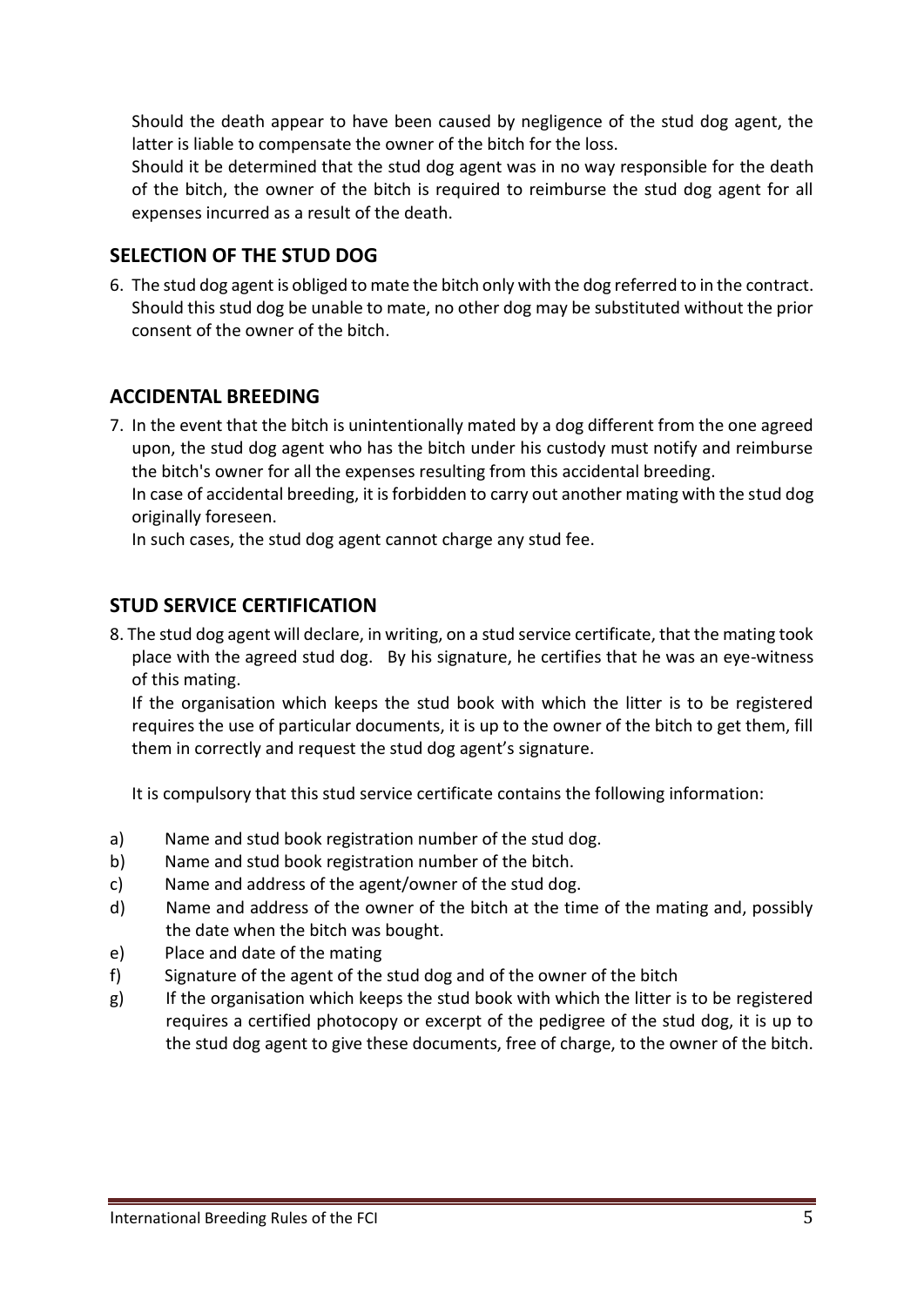Should the death appear to have been caused by negligence of the stud dog agent, the latter is liable to compensate the owner of the bitch for the loss.
Should it be determined that the stud dog agent was in no way responsible for the death of the bitch, the owner of the bitch is required to reimburse the stud dog agent for all expenses incurred as a result of the death.

## SELECTION OF THE STUD DOG

6. The stud dog agent is obliged to mate the bitch only with the dog referred to in the contract. Should this stud dog be unable to mate, no other dog may be substituted without the prior consent of the owner of the bitch.

## ACCIDENTAL BREEDING

7. In the event that the bitch is unintentionally mated by a dog different from the one agreed upon, the stud dog agent who has the bitch under his custody must notify and reimburse the bitch's owner for all the expenses resulting from this accidental breeding.
   In case of accidental breeding, it is forbidden to carry out another mating with the stud dog originally foreseen.
   In such cases, the stud dog agent cannot charge any stud fee.

## STUD SERVICE CERTIFICATION

8. The stud dog agent will declare, in writing, on a stud service certificate, that the mating took place with the agreed stud dog. By his signature, he certifies that he was an eye-witness of this mating.
   If the organisation which keeps the stud book with which the litter is to be registered requires the use of particular documents, it is up to the owner of the bitch to get them, fill them in correctly and request the stud dog agent's signature.

   It is compulsory that this stud service certificate contains the following information:

a) Name and stud book registration number of the stud dog.
b) Name and stud book registration number of the bitch.
c) Name and address of the agent/owner of the stud dog.
d) Name and address of the owner of the bitch at the time of the mating and, possibly the date when the bitch was bought.
e) Place and date of the mating
f) Signature of the agent of the stud dog and of the owner of the bitch
g) If the organisation which keeps the stud book with which the litter is to be registered requires a certified photocopy or excerpt of the pedigree of the stud dog, it is up to the stud dog agent to give these documents, free of charge, to the owner of the bitch.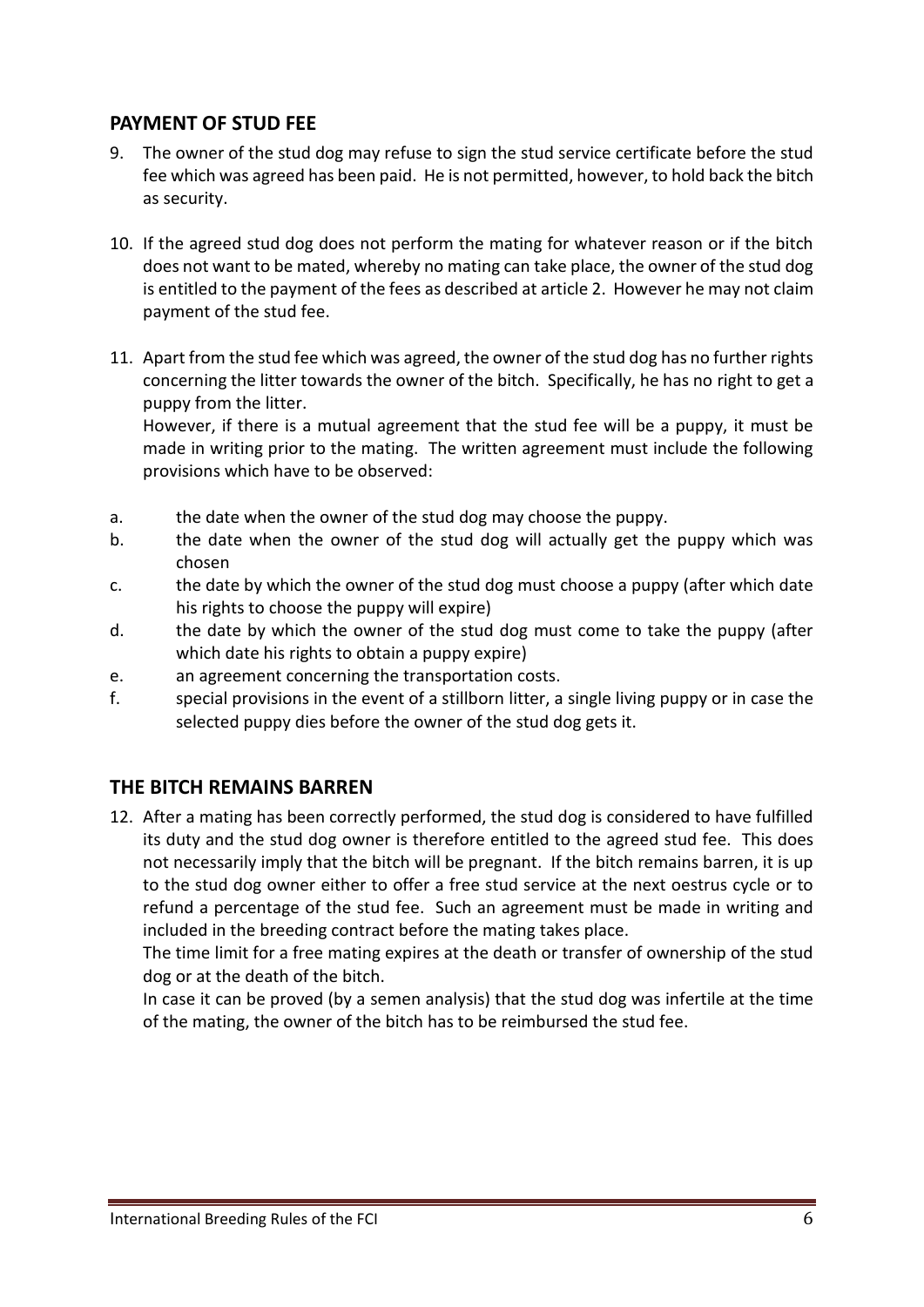## PAYMENT OF STUD FEE

9. The owner of the stud dog may refuse to sign the stud service certificate before the stud fee which was agreed has been paid. He is not permitted, however, to hold back the bitch as security.

10. If the agreed stud dog does not perform the mating for whatever reason or if the bitch does not want to be mated, whereby no mating can take place, the owner of the stud dog is entitled to the payment of the fees as described at article 2. However he may not claim payment of the stud fee.

11. Apart from the stud fee which was agreed, the owner of the stud dog has no further rights concerning the litter towards the owner of the bitch. Specifically, he has no right to get a puppy from the litter.
    However, if there is a mutual agreement that the stud fee will be a puppy, it must be made in writing prior to the mating. The written agreement must include the following provisions which have to be observed:

a. the date when the owner of the stud dog may choose the puppy.
b. the date when the owner of the stud dog will actually get the puppy which was chosen
c. the date by which the owner of the stud dog must choose a puppy (after which date his rights to choose the puppy will expire)
d. the date by which the owner of the stud dog must come to take the puppy (after which date his rights to obtain a puppy expire)
e. an agreement concerning the transportation costs.
f. special provisions in the event of a stillborn litter, a single living puppy or in case the selected puppy dies before the owner of the stud dog gets it.

## THE BITCH REMAINS BARREN

12. After a mating has been correctly performed, the stud dog is considered to have fulfilled its duty and the stud dog owner is therefore entitled to the agreed stud fee. This does not necessarily imply that the bitch will be pregnant. If the bitch remains barren, it is up to the stud dog owner either to offer a free stud service at the next oestrus cycle or to refund a percentage of the stud fee. Such an agreement must be made in writing and included in the breeding contract before the mating takes place.
    The time limit for a free mating expires at the death or transfer of ownership of the stud dog or at the death of the bitch.
    In case it can be proved (by a semen analysis) that the stud dog was infertile at the time of the mating, the owner of the bitch has to be reimbursed the stud fee.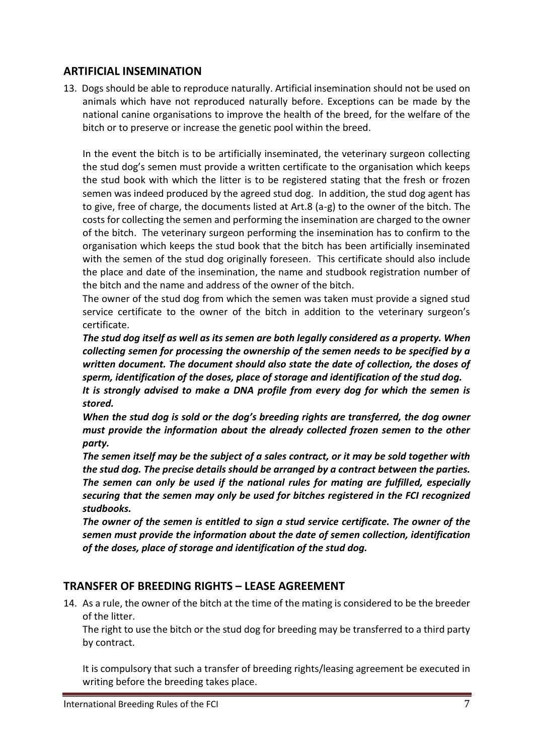## ARTIFICIAL INSEMINATION

13. Dogs should be able to reproduce naturally. Artificial insemination should not be used on animals which have not reproduced naturally before. Exceptions can be made by the national canine organisations to improve the health of the breed, for the welfare of the bitch or to preserve or increase the genetic pool within the breed.

    In the event the bitch is to be artificially inseminated, the veterinary surgeon collecting the stud dog's semen must provide a written certificate to the organisation which keeps the stud book with which the litter is to be registered stating that the fresh or frozen semen was indeed produced by the agreed stud dog. In addition, the stud dog agent has to give, free of charge, the documents listed at Art.8 (a-g) to the owner of the bitch. The costs for collecting the semen and performing the insemination are charged to the owner of the bitch. The veterinary surgeon performing the insemination has to confirm to the organisation which keeps the stud book that the bitch has been artificially inseminated with the semen of the stud dog originally foreseen. This certificate should also include the place and date of the insemination, the name and studbook registration number of the bitch and the name and address of the owner of the bitch.

    The owner of the stud dog from which the semen was taken must provide a signed stud service certificate to the owner of the bitch in addition to the veterinary surgeon's certificate.

    ***The stud dog itself as well as its semen are both legally considered as a property. When collecting semen for processing the ownership of the semen needs to be specified by a written document. The document should also state the date of collection, the doses of sperm, identification of the doses, place of storage and identification of the stud dog.***

    ***It is strongly advised to make a DNA profile from every dog for which the semen is stored.***

    ***When the stud dog is sold or the dog's breeding rights are transferred, the dog owner must provide the information about the already collected frozen semen to the other party.***

    ***The semen itself may be the subject of a sales contract, or it may be sold together with the stud dog. The precise details should be arranged by a contract between the parties. The semen can only be used if the national rules for mating are fulfilled, especially securing that the semen may only be used for bitches registered in the FCI recognized studbooks.***

    ***The owner of the semen is entitled to sign a stud service certificate. The owner of the semen must provide the information about the date of semen collection, identification of the doses, place of storage and identification of the stud dog.***

## TRANSFER OF BREEDING RIGHTS – LEASE AGREEMENT

14. As a rule, the owner of the bitch at the time of the mating is considered to be the breeder of the litter.

    The right to use the bitch or the stud dog for breeding may be transferred to a third party by contract.

    It is compulsory that such a transfer of breeding rights/leasing agreement be executed in writing before the breeding takes place.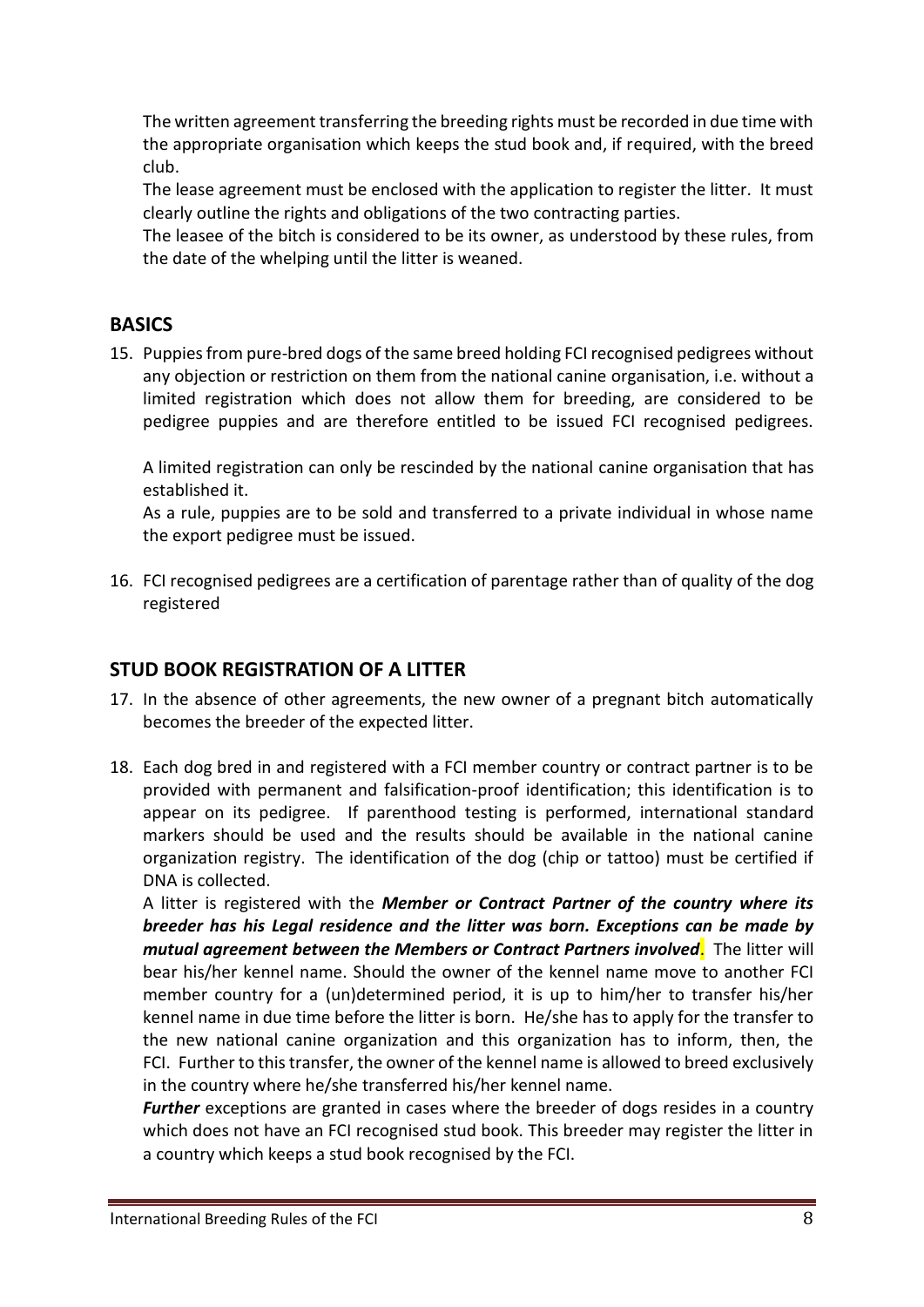The written agreement transferring the breeding rights must be recorded in due time with the appropriate organisation which keeps the stud book and, if required, with the breed club.

The lease agreement must be enclosed with the application to register the litter. It must clearly outline the rights and obligations of the two contracting parties.

The leasee of the bitch is considered to be its owner, as understood by these rules, from the date of the whelping until the litter is weaned.

## BASICS

15. Puppies from pure-bred dogs of the same breed holding FCI recognised pedigrees without any objection or restriction on them from the national canine organisation, i.e. without a limited registration which does not allow them for breeding, are considered to be pedigree puppies and are therefore entitled to be issued FCI recognised pedigrees.

    A limited registration can only be rescinded by the national canine organisation that has established it.

    As a rule, puppies are to be sold and transferred to a private individual in whose name the export pedigree must be issued.

16. FCI recognised pedigrees are a certification of parentage rather than of quality of the dog registered

## STUD BOOK REGISTRATION OF A LITTER

17. In the absence of other agreements, the new owner of a pregnant bitch automatically becomes the breeder of the expected litter.

18. Each dog bred in and registered with a FCI member country or contract partner is to be provided with permanent and falsification-proof identification; this identification is to appear on its pedigree. If parenthood testing is performed, international standard markers should be used and the results should be available in the national canine organization registry. The identification of the dog (chip or tattoo) must be certified if DNA is collected.

    A litter is registered with the ***Member or Contract Partner of the country where its breeder has his Legal residence and the litter was born. Exceptions can be made by mutual agreement between the Members or Contract Partners involved***. The litter will bear his/her kennel name. Should the owner of the kennel name move to another FCI member country for a (un)determined period, it is up to him/her to transfer his/her kennel name in due time before the litter is born. He/she has to apply for the transfer to the new national canine organization and this organization has to inform, then, the FCI. Further to this transfer, the owner of the kennel name is allowed to breed exclusively in the country where he/she transferred his/her kennel name.

    ***Further*** exceptions are granted in cases where the breeder of dogs resides in a country which does not have an FCI recognised stud book. This breeder may register the litter in a country which keeps a stud book recognised by the FCI.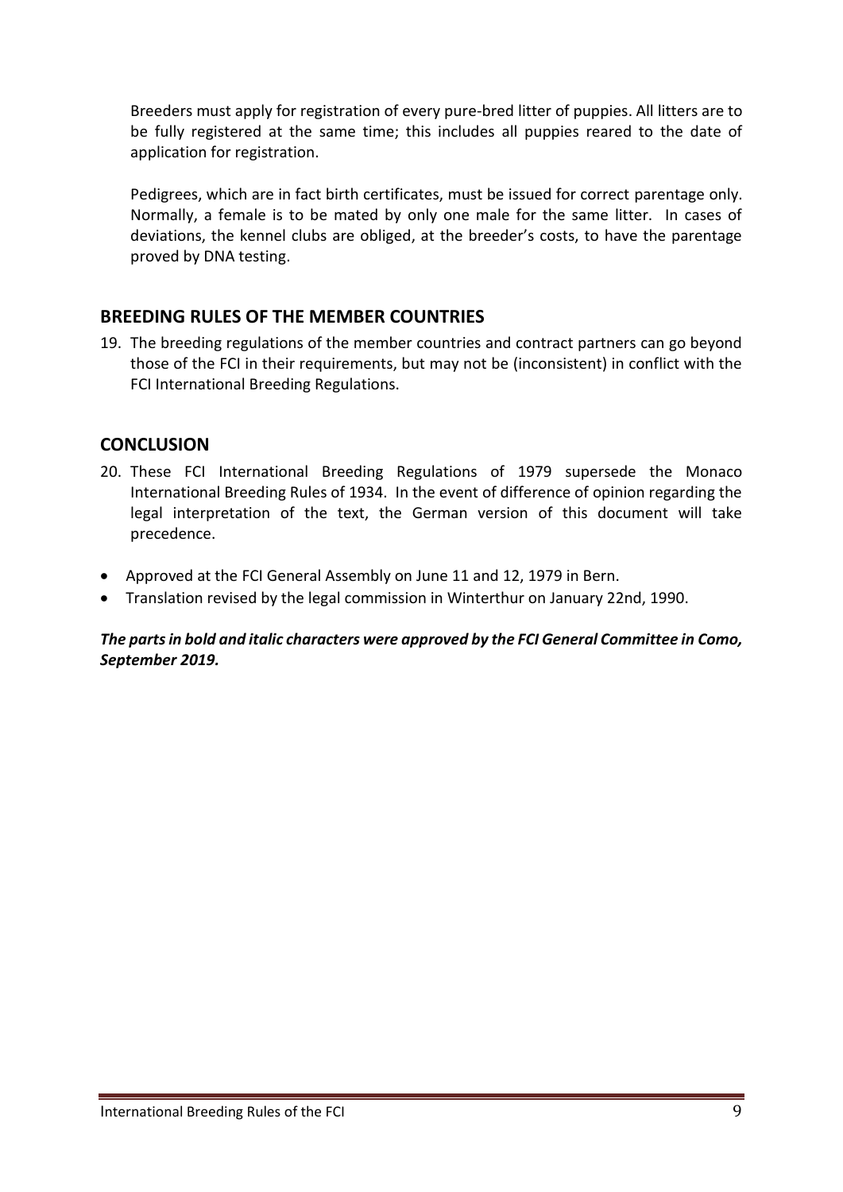Breeders must apply for registration of every pure-bred litter of puppies. All litters are to be fully registered at the same time; this includes all puppies reared to the date of application for registration.

Pedigrees, which are in fact birth certificates, must be issued for correct parentage only. Normally, a female is to be mated by only one male for the same litter. In cases of deviations, the kennel clubs are obliged, at the breeder's costs, to have the parentage proved by DNA testing.

## BREEDING RULES OF THE MEMBER COUNTRIES

19. The breeding regulations of the member countries and contract partners can go beyond those of the FCI in their requirements, but may not be (inconsistent) in conflict with the FCI International Breeding Regulations.

## CONCLUSION

20. These FCI International Breeding Regulations of 1979 supersede the Monaco International Breeding Rules of 1934. In the event of difference of opinion regarding the legal interpretation of the text, the German version of this document will take precedence.

- Approved at the FCI General Assembly on June 11 and 12, 1979 in Bern.
- Translation revised by the legal commission in Winterthur on January 22nd, 1990.

***The parts in bold and italic characters were approved by the FCI General Committee in Como, September 2019.***